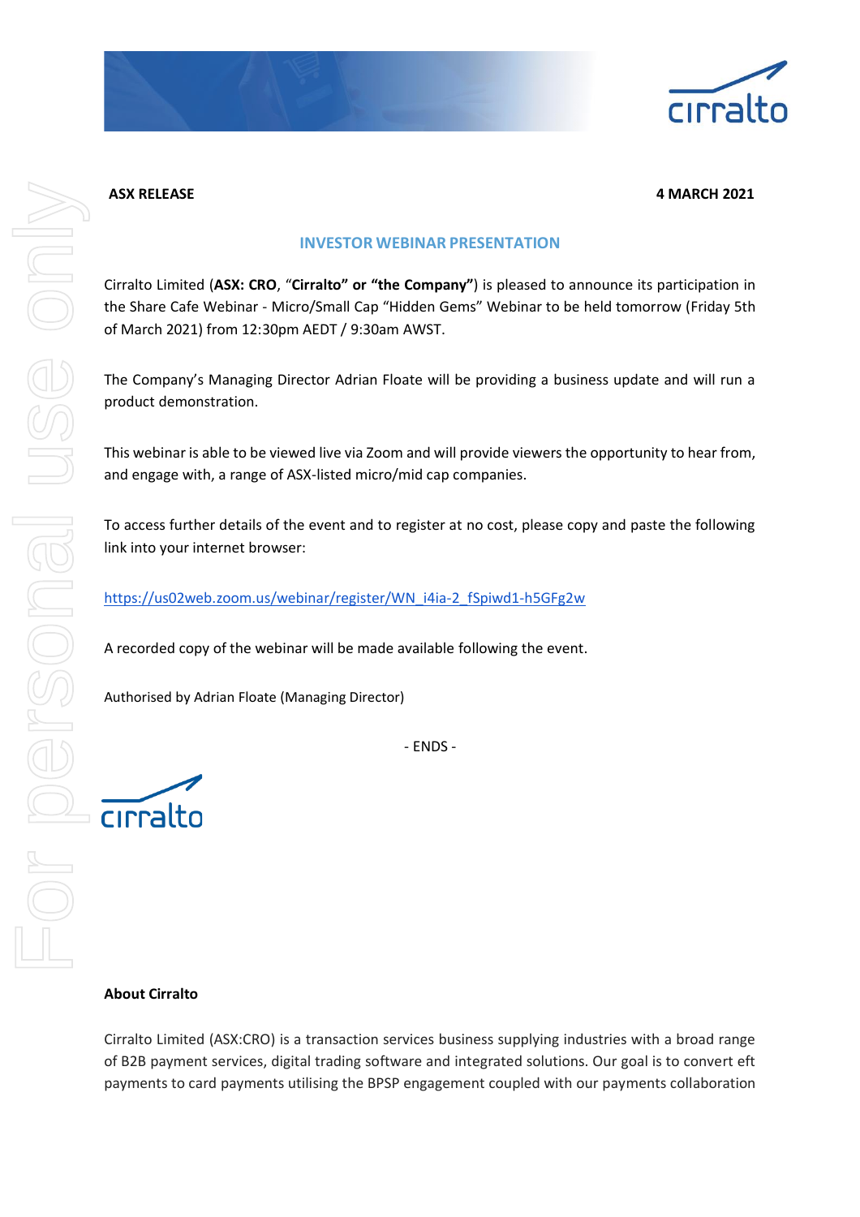**ASX RELEASE** **4 MARCH 2021**

## INVESTOR WEBINAR PRESENTATION

Cirralto Limited (**ASX: CRO**, "**Cirralto" or "the Company"**) is pleased to announce its participation in the Share Cafe Webinar - Micro/Small Cap "Hidden Gems" Webinar to be held tomorrow (Friday 5th of March 2021) from 12:30pm AEDT / 9:30am AWST.

The Company's Managing Director Adrian Floate will be providing a business update and will run a product demonstration.

This webinar is able to be viewed live via Zoom and will provide viewers the opportunity to hear from, and engage with, a range of ASX-listed micro/mid cap companies.

To access further details of the event and to register at no cost, please copy and paste the following link into your internet browser:

https://us02web.zoom.us/webinar/register/WN_i4ia-2_fSpiwd1-h5GFg2w

A recorded copy of the webinar will be made available following the event.

Authorised by Adrian Floate (Managing Director)

- ENDS -

**About Cirralto**

Cirralto Limited (ASX:CRO) is a transaction services business supplying industries with a broad range of B2B payment services, digital trading software and integrated solutions. Our goal is to convert eft payments to card payments utilising the BPSP engagement coupled with our payments collaboration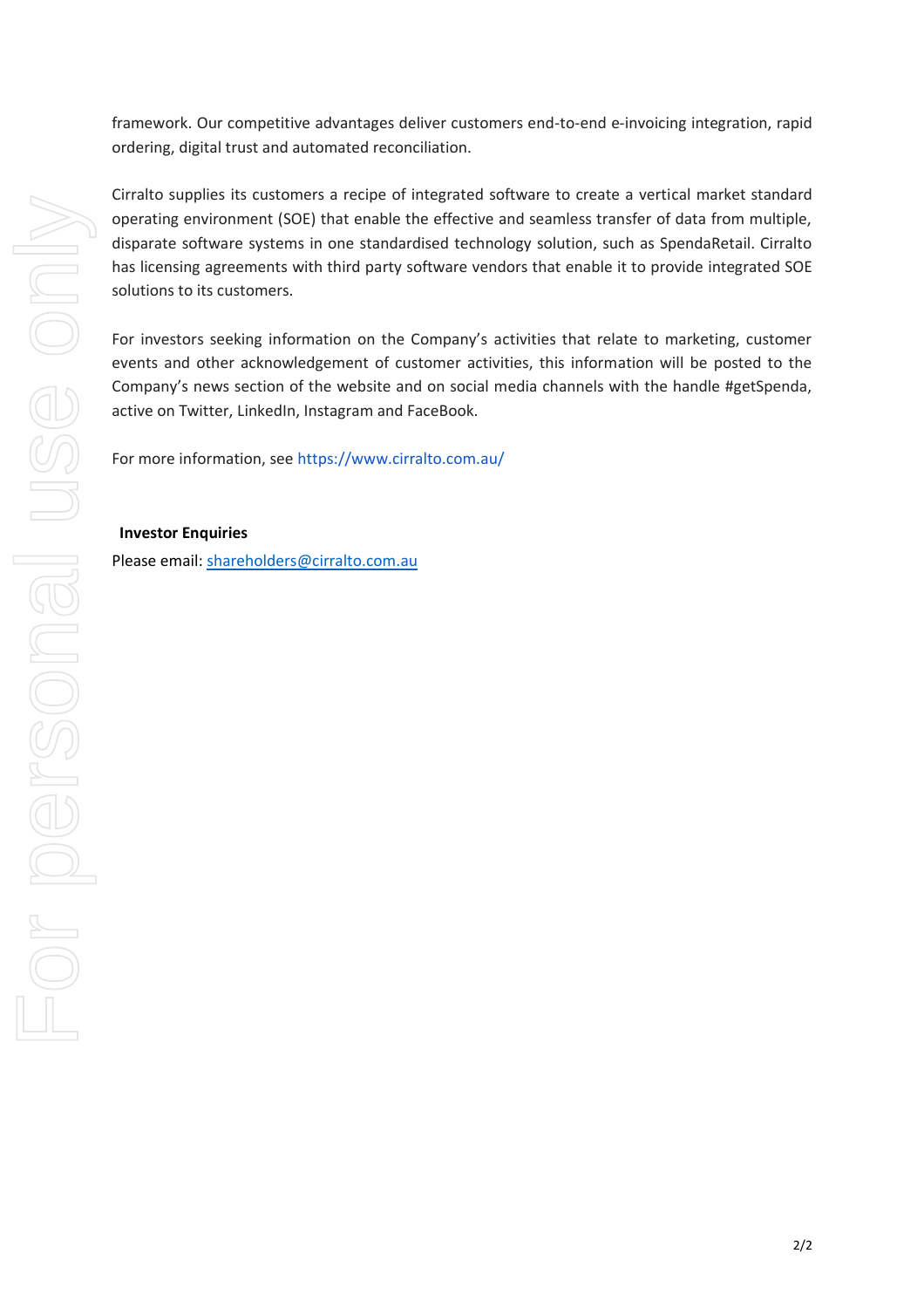framework. Our competitive advantages deliver customers end-to-end e-invoicing integration, rapid ordering, digital trust and automated reconciliation.

Cirralto supplies its customers a recipe of integrated software to create a vertical market standard operating environment (SOE) that enable the effective and seamless transfer of data from multiple, disparate software systems in one standardised technology solution, such as SpendaRetail. Cirralto has licensing agreements with third party software vendors that enable it to provide integrated SOE solutions to its customers.

For investors seeking information on the Company's activities that relate to marketing, customer events and other acknowledgement of customer activities, this information will be posted to the Company's news section of the website and on social media channels with the handle #getSpenda, active on Twitter, LinkedIn, Instagram and FaceBook.

For more information, see https://www.cirralto.com.au/

**Investor Enquiries**

Please email: shareholders@cirralto.com.au